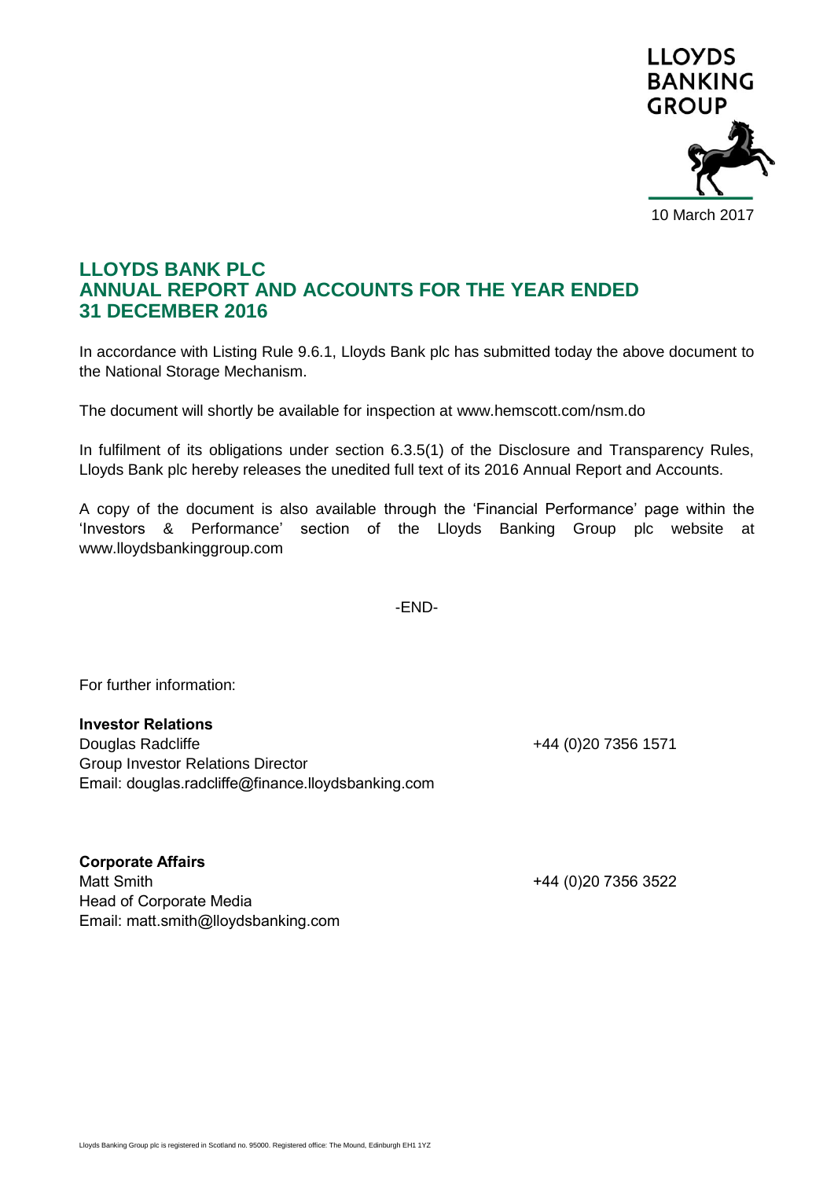LLOYDS BANKING GROUP

10 March 2017

# LLOYDS BANK PLC ANNUAL REPORT AND ACCOUNTS FOR THE YEAR ENDED 31 DECEMBER 2016

In accordance with Listing Rule 9.6.1, Lloyds Bank plc has submitted today the above document to the National Storage Mechanism.

The document will shortly be available for inspection at www.hemscott.com/nsm.do

In fulfilment of its obligations under section 6.3.5(1) of the Disclosure and Transparency Rules, Lloyds Bank plc hereby releases the unedited full text of its 2016 Annual Report and Accounts.

A copy of the document is also available through the 'Financial Performance' page within the 'Investors & Performance' section of the Lloyds Banking Group plc website at www.lloydsbankinggroup.com

-END-

For further information:

**Investor Relations**
Douglas Radcliffe — +44 (0)20 7356 1571
Group Investor Relations Director
Email: douglas.radcliffe@finance.lloydsbanking.com

**Corporate Affairs**
Matt Smith — +44 (0)20 7356 3522
Head of Corporate Media
Email: matt.smith@lloydsbanking.com

Lloyds Banking Group plc is registered in Scotland no. 95000. Registered office: The Mound, Edinburgh EH1 1YZ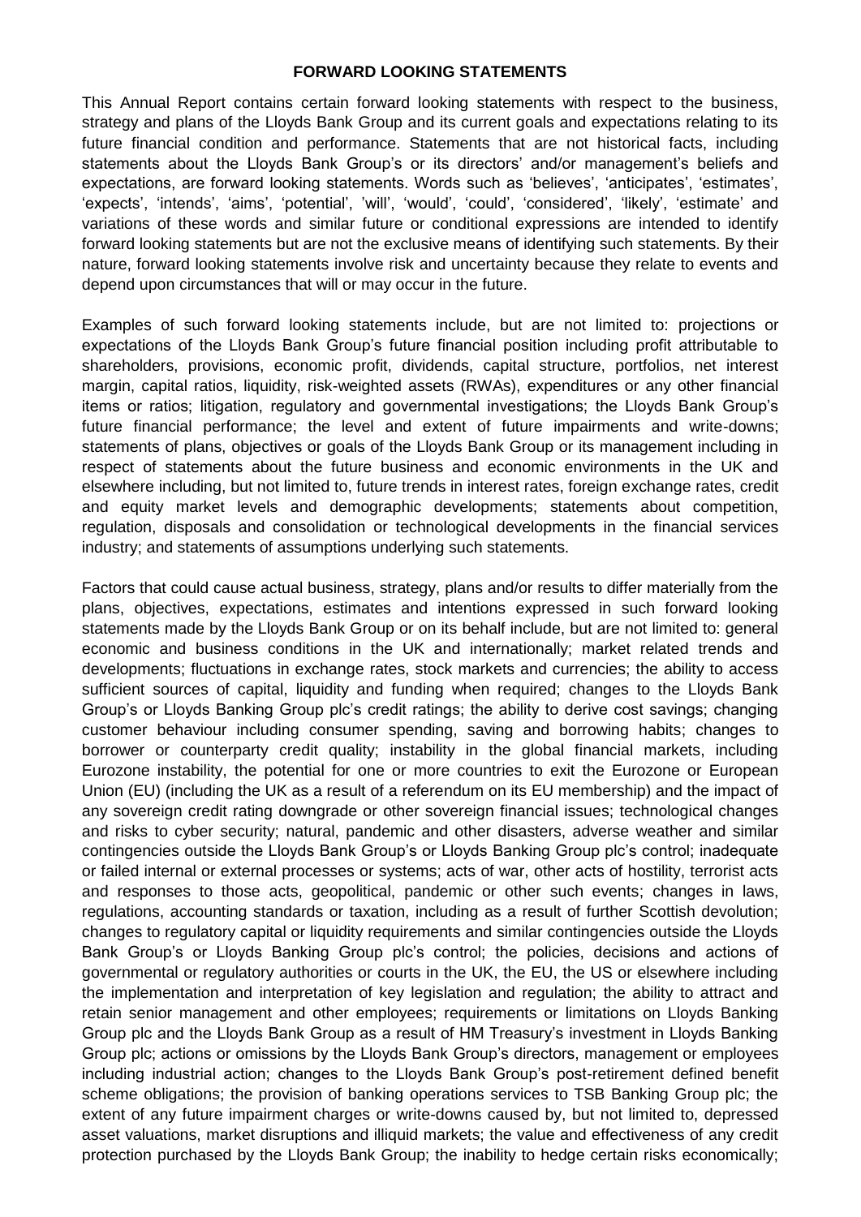## FORWARD LOOKING STATEMENTS

This Annual Report contains certain forward looking statements with respect to the business, strategy and plans of the Lloyds Bank Group and its current goals and expectations relating to its future financial condition and performance. Statements that are not historical facts, including statements about the Lloyds Bank Group's or its directors' and/or management's beliefs and expectations, are forward looking statements. Words such as 'believes', 'anticipates', 'estimates', 'expects', 'intends', 'aims', 'potential', 'will', 'would', 'could', 'considered', 'likely', 'estimate' and variations of these words and similar future or conditional expressions are intended to identify forward looking statements but are not the exclusive means of identifying such statements. By their nature, forward looking statements involve risk and uncertainty because they relate to events and depend upon circumstances that will or may occur in the future.

Examples of such forward looking statements include, but are not limited to: projections or expectations of the Lloyds Bank Group's future financial position including profit attributable to shareholders, provisions, economic profit, dividends, capital structure, portfolios, net interest margin, capital ratios, liquidity, risk-weighted assets (RWAs), expenditures or any other financial items or ratios; litigation, regulatory and governmental investigations; the Lloyds Bank Group's future financial performance; the level and extent of future impairments and write-downs; statements of plans, objectives or goals of the Lloyds Bank Group or its management including in respect of statements about the future business and economic environments in the UK and elsewhere including, but not limited to, future trends in interest rates, foreign exchange rates, credit and equity market levels and demographic developments; statements about competition, regulation, disposals and consolidation or technological developments in the financial services industry; and statements of assumptions underlying such statements.

Factors that could cause actual business, strategy, plans and/or results to differ materially from the plans, objectives, expectations, estimates and intentions expressed in such forward looking statements made by the Lloyds Bank Group or on its behalf include, but are not limited to: general economic and business conditions in the UK and internationally; market related trends and developments; fluctuations in exchange rates, stock markets and currencies; the ability to access sufficient sources of capital, liquidity and funding when required; changes to the Lloyds Bank Group's or Lloyds Banking Group plc's credit ratings; the ability to derive cost savings; changing customer behaviour including consumer spending, saving and borrowing habits; changes to borrower or counterparty credit quality; instability in the global financial markets, including Eurozone instability, the potential for one or more countries to exit the Eurozone or European Union (EU) (including the UK as a result of a referendum on its EU membership) and the impact of any sovereign credit rating downgrade or other sovereign financial issues; technological changes and risks to cyber security; natural, pandemic and other disasters, adverse weather and similar contingencies outside the Lloyds Bank Group's or Lloyds Banking Group plc's control; inadequate or failed internal or external processes or systems; acts of war, other acts of hostility, terrorist acts and responses to those acts, geopolitical, pandemic or other such events; changes in laws, regulations, accounting standards or taxation, including as a result of further Scottish devolution; changes to regulatory capital or liquidity requirements and similar contingencies outside the Lloyds Bank Group's or Lloyds Banking Group plc's control; the policies, decisions and actions of governmental or regulatory authorities or courts in the UK, the EU, the US or elsewhere including the implementation and interpretation of key legislation and regulation; the ability to attract and retain senior management and other employees; requirements or limitations on Lloyds Banking Group plc and the Lloyds Bank Group as a result of HM Treasury's investment in Lloyds Banking Group plc; actions or omissions by the Lloyds Bank Group's directors, management or employees including industrial action; changes to the Lloyds Bank Group's post-retirement defined benefit scheme obligations; the provision of banking operations services to TSB Banking Group plc; the extent of any future impairment charges or write-downs caused by, but not limited to, depressed asset valuations, market disruptions and illiquid markets; the value and effectiveness of any credit protection purchased by the Lloyds Bank Group; the inability to hedge certain risks economically;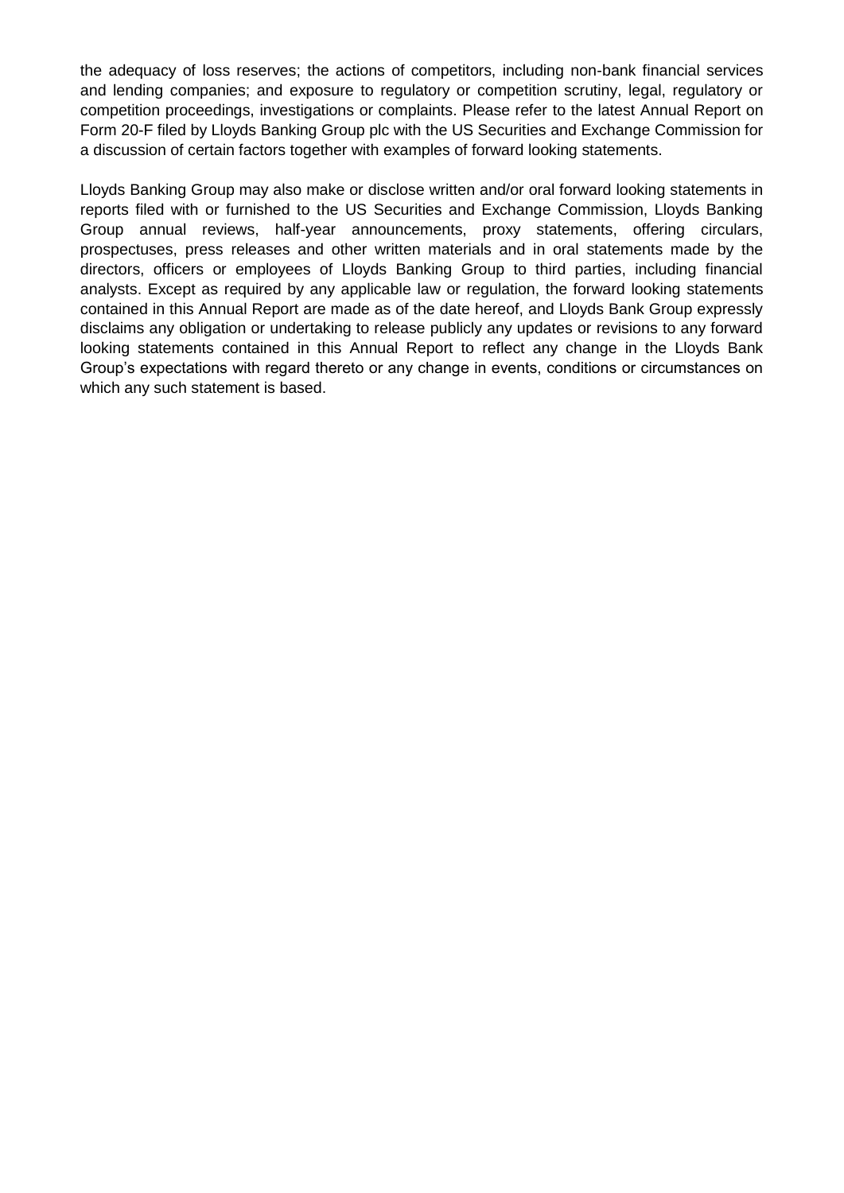the adequacy of loss reserves; the actions of competitors, including non-bank financial services and lending companies; and exposure to regulatory or competition scrutiny, legal, regulatory or competition proceedings, investigations or complaints. Please refer to the latest Annual Report on Form 20-F filed by Lloyds Banking Group plc with the US Securities and Exchange Commission for a discussion of certain factors together with examples of forward looking statements.

Lloyds Banking Group may also make or disclose written and/or oral forward looking statements in reports filed with or furnished to the US Securities and Exchange Commission, Lloyds Banking Group annual reviews, half-year announcements, proxy statements, offering circulars, prospectuses, press releases and other written materials and in oral statements made by the directors, officers or employees of Lloyds Banking Group to third parties, including financial analysts. Except as required by any applicable law or regulation, the forward looking statements contained in this Annual Report are made as of the date hereof, and Lloyds Bank Group expressly disclaims any obligation or undertaking to release publicly any updates or revisions to any forward looking statements contained in this Annual Report to reflect any change in the Lloyds Bank Group's expectations with regard thereto or any change in events, conditions or circumstances on which any such statement is based.